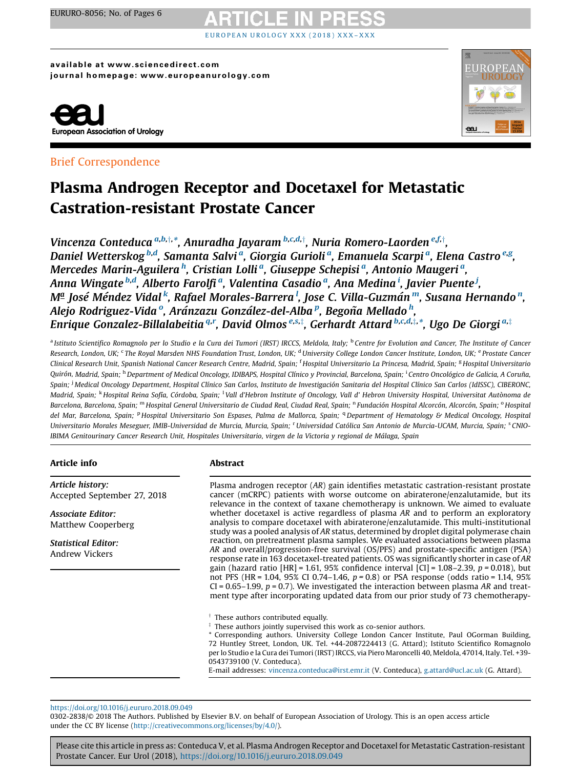Brief Correspondence

# Plasma Androgen Receptor and Docetaxel for Metastatic Castration-resistant Prostate Cancer

*Vincenza Conteduca [a,b,†,*], Anuradha Jayaram [b,c,d,†], Nuria Romero-Laorden [e,f,†], Daniel Wetterskog [b,d], Samanta Salvi [a], Giorgia Gurioli [a], Emanuela Scarpi [a], Elena Castro [e,g], Mercedes Marin-Aguilera [h], Cristian Lolli [a], Giuseppe Schepisi [a], Antonio Maugeri [a], Anna Wingate [b,d], Alberto Farolfi [a], Valentina Casadio [a], Ana Medina [i], Javier Puente [j], Mª José Méndez Vidal [k], Rafael Morales-Barrera [l], Jose C. Villa-Guzmán [m], Susana Hernando [n], Alejo Rodriguez-Vida [o], Aránzazu González-del-Alba [p], Begoña Mellado [h], Enrique Gonzalez-Billalabeitia [q,r], David Olmos [e,s,‡], Gerhardt Attard [b,c,d,‡,*], Ugo De Giorgi [a,‡]*

[a] Istituto Scientifico Romagnolo per lo Studio e la Cura dei Tumori (IRST) IRCCS, Meldola, Italy; [b] Centre for Evolution and Cancer, The Institute of Cancer Research, London, UK; [c] The Royal Marsden NHS Foundation Trust, London, UK; [d] University College London Cancer Institute, London, UK; [e] Prostate Cancer Clinical Research Unit, Spanish National Cancer Research Centre, Madrid, Spain; [f] Hospital Universitario La Princesa, Madrid, Spain; [g] Hospital Universitario Quirón, Madrid, Spain; [h] Department of Medical Oncology, IDIBAPS, Hospital Clínico y Provincial, Barcelona, Spain; [i] Centro Oncológico de Galicia, A Coruña, Spain; [j] Medical Oncology Department, Hospital Clínico San Carlos, Instituto de Investigación Sanitaria del Hospital Clínico San Carlos (IdISSC), CIBERONC, Madrid, Spain; [k] Hospital Reina Sofía, Córdoba, Spain; [l] Vall d'Hebron Institute of Oncology, Vall d' Hebron University Hospital, Universitat Autònoma de Barcelona, Barcelona, Spain; [m] Hospital General Universitario de Ciudad Real, Ciudad Real, Spain; [n] Fundación Hospital Alcorcón, Alcorcón, Spain; [o] Hospital del Mar, Barcelona, Spain; [p] Hospital Universitario Son Espases, Palma de Mallorca, Spain; [q] Department of Hematology & Medical Oncology, Hospital Universitario Morales Meseguer, IMIB-Universidad de Murcia, Murcia, Spain; [r] Universidad Católica San Antonio de Murcia-UCAM, Murcia, Spain; [s] CNIO-IBIMA Genitourinary Cancer Research Unit, Hospitales Universitario, virgen de la Victoria y regional de Málaga, Spain

## Article info

*Article history:*
Accepted September 27, 2018

*Associate Editor:*
Matthew Cooperberg

*Statistical Editor:*
Andrew Vickers

## Abstract

Plasma androgen receptor (*AR*) gain identifies metastatic castration-resistant prostate cancer (mCRPC) patients with worse outcome on abiraterone/enzalutamide, but its relevance in the context of taxane chemotherapy is unknown. We aimed to evaluate whether docetaxel is active regardless of plasma *AR* and to perform an exploratory analysis to compare docetaxel with abiraterone/enzalutamide. This multi-institutional study was a pooled analysis of *AR* status, determined by droplet digital polymerase chain reaction, on pretreatment plasma samples. We evaluated associations between plasma *AR* and overall/progression-free survival (OS/PFS) and prostate-specific antigen (PSA) response rate in 163 docetaxel-treated patients. OS was significantly shorter in case of *AR* gain (hazard ratio [HR] = 1.61, 95% confidence interval [CI] = 1.08–2.39, $p = 0.018$), but not PFS (HR = 1.04, 95% CI 0.74–1.46, $p = 0.8$) or PSA response (odds ratio = 1.14, 95% CI = 0.65–1.99, $p = 0.7$). We investigated the interaction between plasma *AR* and treatment type after incorporating updated data from our prior study of 73 chemotherapy-

† These authors contributed equally.
‡ These authors jointly supervised this work as co-senior authors.
\* Corresponding authors. University College London Cancer Institute, Paul OGorman Building, 72 Huntley Street, London, UK. Tel. +44-2087224413 (G. Attard); Istituto Scientifico Romagnolo per lo Studio e la Cura dei Tumori (IRST) IRCCS, via Piero Maroncelli 40, Meldola, 47014, Italy. Tel. +39-0543739100 (V. Conteduca).
E-mail addresses: vincenza.conteduca@irst.emr.it (V. Conteduca), g.attard@ucl.ac.uk (G. Attard).

https://doi.org/10.1016/j.eururo.2018.09.049
0302-2838/© 2018 The Authors. Published by Elsevier B.V. on behalf of European Association of Urology. This is an open access article under the CC BY license (http://creativecommons.org/licenses/by/4.0/).

Please cite this article in press as: Conteduca V, et al. Plasma Androgen Receptor and Docetaxel for Metastatic Castration-resistant Prostate Cancer. Eur Urol (2018), https://doi.org/10.1016/j.eururo.2018.09.049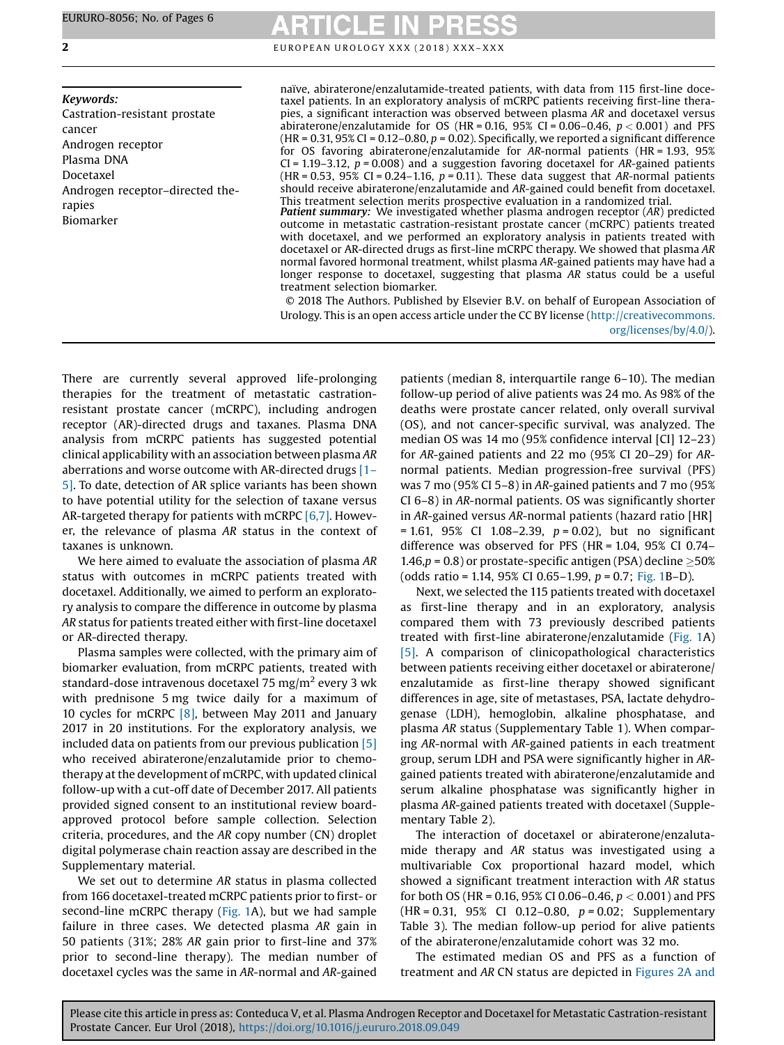**Keywords:**
Castration-resistant prostate cancer
Androgen receptor
Plasma DNA
Docetaxel
Androgen receptor–directed therapies
Biomarker

naïve, abiraterone/enzalutamide-treated patients, with data from 115 first-line docetaxel patients. In an exploratory analysis of mCRPC patients receiving first-line therapies, a significant interaction was observed between plasma *AR* and docetaxel versus abiraterone/enzalutamide for OS (HR = 0.16, 95% CI = 0.06–0.46, $p < 0.001$) and PFS (HR = 0.31, 95% CI = 0.12–0.80, $p = 0.02$). Specifically, we reported a significant difference for OS favoring abiraterone/enzalutamide for *AR*-normal patients (HR = 1.93, 95% CI = 1.19–3.12, $p = 0.008$) and a suggestion favoring docetaxel for *AR*-gained patients (HR = 0.53, 95% CI = 0.24–1.16, $p = 0.11$). These data suggest that *AR*-normal patients should receive abiraterone/enzalutamide and *AR*-gained could benefit from docetaxel. This treatment selection merits prospective evaluation in a randomized trial.

***Patient summary:*** We investigated whether plasma androgen receptor (*AR*) predicted outcome in metastatic castration-resistant prostate cancer (mCRPC) patients treated with docetaxel, and we performed an exploratory analysis in patients treated with docetaxel or AR-directed drugs as first-line mCRPC therapy. We showed that plasma *AR* normal favored hormonal treatment, whilst plasma *AR*-gained patients may have had a longer response to docetaxel, suggesting that plasma *AR* status could be a useful treatment selection biomarker.

© 2018 The Authors. Published by Elsevier B.V. on behalf of European Association of Urology. This is an open access article under the CC BY license (http://creativecommons.org/licenses/by/4.0/).

There are currently several approved life-prolonging therapies for the treatment of metastatic castration-resistant prostate cancer (mCRPC), including androgen receptor (AR)-directed drugs and taxanes. Plasma DNA analysis from mCRPC patients has suggested potential clinical applicability with an association between plasma *AR* aberrations and worse outcome with AR-directed drugs [1–5]. To date, detection of AR splice variants has been shown to have potential utility for the selection of taxane versus AR-targeted therapy for patients with mCRPC [6,7]. However, the relevance of plasma *AR* status in the context of taxanes is unknown.

We here aimed to evaluate the association of plasma *AR* status with outcomes in mCRPC patients treated with docetaxel. Additionally, we aimed to perform an exploratory analysis to compare the difference in outcome by plasma *AR* status for patients treated either with first-line docetaxel or AR-directed therapy.

Plasma samples were collected, with the primary aim of biomarker evaluation, from mCRPC patients, treated with standard-dose intravenous docetaxel 75 mg/m$^2$ every 3 wk with prednisone 5 mg twice daily for a maximum of 10 cycles for mCRPC [8], between May 2011 and January 2017 in 20 institutions. For the exploratory analysis, we included data on patients from our previous publication [5] who received abiraterone/enzalutamide prior to chemotherapy at the development of mCRPC, with updated clinical follow-up with a cut-off date of December 2017. All patients provided signed consent to an institutional review board-approved protocol before sample collection. Selection criteria, procedures, and the *AR* copy number (CN) droplet digital polymerase chain reaction assay are described in the Supplementary material.

We set out to determine *AR* status in plasma collected from 166 docetaxel-treated mCRPC patients prior to first- or second-line mCRPC therapy (Fig. 1A), but we had sample failure in three cases. We detected plasma *AR* gain in 50 patients (31%; 28% *AR* gain prior to first-line and 37% prior to second-line therapy). The median number of docetaxel cycles was the same in *AR*-normal and *AR*-gained patients (median 8, interquartile range 6–10). The median follow-up period of alive patients was 24 mo. As 98% of the deaths were prostate cancer related, only overall survival (OS), and not cancer-specific survival, was analyzed. The median OS was 14 mo (95% confidence interval [CI] 12–23) for *AR*-gained patients and 22 mo (95% CI 20–29) for *AR*-normal patients. Median progression-free survival (PFS) was 7 mo (95% CI 5–8) in *AR*-gained patients and 7 mo (95% CI 6–8) in *AR*-normal patients. OS was significantly shorter in *AR*-gained versus *AR*-normal patients (hazard ratio [HR] = 1.61, 95% CI 1.08–2.39, $p = 0.02$), but no significant difference was observed for PFS (HR = 1.04, 95% CI 0.74–1.46, $p = 0.8$) or prostate-specific antigen (PSA) decline ≥50% (odds ratio = 1.14, 95% CI 0.65–1.99, $p = 0.7$; Fig. 1B–D).

Next, we selected the 115 patients treated with docetaxel as first-line therapy and in an exploratory, analysis compared them with 73 previously described patients treated with first-line abiraterone/enzalutamide (Fig. 1A) [5]. A comparison of clinicopathological characteristics between patients receiving either docetaxel or abiraterone/enzalutamide as first-line therapy showed significant differences in age, site of metastases, PSA, lactate dehydrogenase (LDH), hemoglobin, alkaline phosphatase, and plasma *AR* status (Supplementary Table 1). When comparing *AR*-normal with *AR*-gained patients in each treatment group, serum LDH and PSA were significantly higher in *AR*-gained patients treated with abiraterone/enzalutamide and serum alkaline phosphatase was significantly higher in plasma *AR*-gained patients treated with docetaxel (Supplementary Table 2).

The interaction of docetaxel or abiraterone/enzalutamide therapy and *AR* status was investigated using a multivariable Cox proportional hazard model, which showed a significant treatment interaction with *AR* status for both OS (HR = 0.16, 95% CI 0.06–0.46, $p < 0.001$) and PFS (HR = 0.31, 95% CI 0.12–0.80, $p = 0.02$; Supplementary Table 3). The median follow-up period for alive patients of the abiraterone/enzalutamide cohort was 32 mo.

The estimated median OS and PFS as a function of treatment and *AR* CN status are depicted in Figures 2A and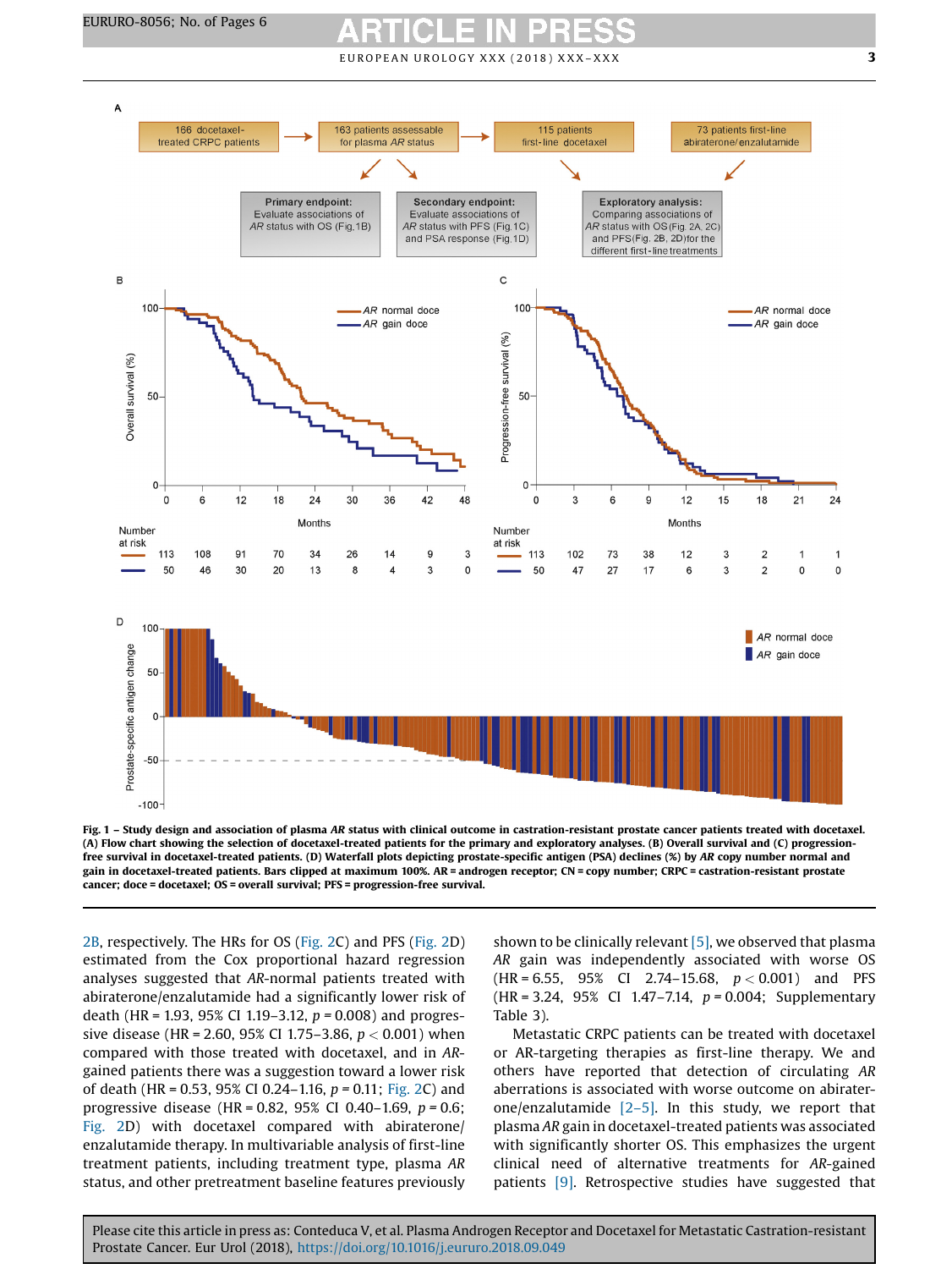**Fig. 1 – Study design and association of plasma *AR* status with clinical outcome in castration-resistant prostate cancer patients treated with docetaxel. (A) Flow chart showing the selection of docetaxel-treated patients for the primary and exploratory analyses. (B) Overall survival and (C) progression-free survival in docetaxel-treated patients. (D) Waterfall plots depicting prostate-specific antigen (PSA) declines (%) by *AR* copy number normal and gain in docetaxel-treated patients. Bars clipped at maximum 100%. AR = androgen receptor; CN = copy number; CRPC = castration-resistant prostate cancer; doce = docetaxel; OS = overall survival; PFS = progression-free survival.**

2B, respectively. The HRs for OS (Fig. 2C) and PFS (Fig. 2D) estimated from the Cox proportional hazard regression analyses suggested that *AR*-normal patients treated with abiraterone/enzalutamide had a significantly lower risk of death (HR = 1.93, 95% CI 1.19–3.12, $p = 0.008$) and progressive disease (HR = 2.60, 95% CI 1.75–3.86, $p < 0.001$) when compared with those treated with docetaxel, and in *AR*-gained patients there was a suggestion toward a lower risk of death (HR = 0.53, 95% CI 0.24–1.16, $p = 0.11$; Fig. 2C) and progressive disease (HR = 0.82, 95% CI 0.40–1.69, $p = 0.6$; Fig. 2D) with docetaxel compared with abiraterone/enzalutamide therapy. In multivariable analysis of first-line treatment patients, including treatment type, plasma *AR* status, and other pretreatment baseline features previously shown to be clinically relevant [5], we observed that plasma *AR* gain was independently associated with worse OS (HR = 6.55, 95% CI 2.74–15.68, $p < 0.001$) and PFS (HR = 3.24, 95% CI 1.47–7.14, $p = 0.004$; Supplementary Table 3).

Metastatic CRPC patients can be treated with docetaxel or AR-targeting therapies as first-line therapy. We and others have reported that detection of circulating *AR* aberrations is associated with worse outcome on abiraterone/enzalutamide [2–5]. In this study, we report that plasma *AR* gain in docetaxel-treated patients was associated with significantly shorter OS. This emphasizes the urgent clinical need of alternative treatments for *AR*-gained patients [9]. Retrospective studies have suggested that

Please cite this article in press as: Conteduca V, et al. Plasma Androgen Receptor and Docetaxel for Metastatic Castration-resistant Prostate Cancer. Eur Urol (2018), https://doi.org/10.1016/j.eururo.2018.09.049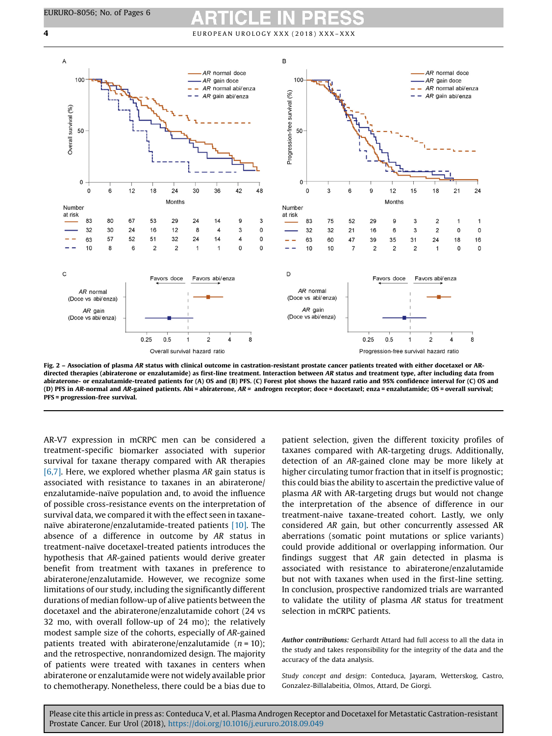Fig. 2 – **Association of plasma *AR* status with clinical outcome in castration-resistant prostate cancer patients treated with either docetaxel or AR-directed therapies (abiraterone or enzalutamide) as first-line treatment. Interaction between *AR* status and treatment type, after including data from abiraterone- or enzalutamide-treated patients for (A) OS and (B) PFS. (C) Forest plot shows the hazard ratio and 95% confidence interval for (C) OS and (D) PFS in *AR*-normal and *AR*-gained patients. Abi = abiraterone, *AR* = androgen receptor; doce = docetaxel; enza = enzalutamide; OS = overall survival; PFS = progression-free survival.**

AR-V7 expression in mCRPC men can be considered a treatment-specific biomarker associated with superior survival for taxane therapy compared with AR therapies [6,7]. Here, we explored whether plasma *AR* gain status is associated with resistance to taxanes in an abiraterone/enzalutamide-naïve population and, to avoid the influence of possible cross-resistance events on the interpretation of survival data, we compared it with the effect seen in taxane-naïve abiraterone/enzalutamide-treated patients [10]. The absence of a difference in outcome by *AR* status in treatment-naïve docetaxel-treated patients introduces the hypothesis that *AR*-gained patients would derive greater benefit from treatment with taxanes in preference to abiraterone/enzalutamide. However, we recognize some limitations of our study, including the significantly different durations of median follow-up of alive patients between the docetaxel and the abiraterone/enzalutamide cohort (24 vs 32 mo, with overall follow-up of 24 mo); the relatively modest sample size of the cohorts, especially of *AR*-gained patients treated with abiraterone/enzalutamide ($n = 10$); and the retrospective, nonrandomized design. The majority of patients were treated with taxanes in centers when abiraterone or enzalutamide were not widely available prior to chemotherapy. Nonetheless, there could be a bias due to patient selection, given the different toxicity profiles of taxanes compared with AR-targeting drugs. Additionally, detection of an *AR*-gained clone may be more likely at higher circulating tumor fraction that in itself is prognostic; this could bias the ability to ascertain the predictive value of plasma *AR* with AR-targeting drugs but would not change the interpretation of the absence of difference in our treatment-naive taxane-treated cohort. Lastly, we only considered *AR* gain, but other concurrently assessed AR aberrations (somatic point mutations or splice variants) could provide additional or overlapping information. Our findings suggest that *AR* gain detected in plasma is associated with resistance to abiraterone/enzalutamide but not with taxanes when used in the first-line setting. In conclusion, prospective randomized trials are warranted to validate the utility of plasma *AR* status for treatment selection in mCRPC patients.

***Author contributions:*** Gerhardt Attard had full access to all the data in the study and takes responsibility for the integrity of the data and the accuracy of the data analysis.

*Study concept and design*: Conteduca, Jayaram, Wetterskog, Castro, Gonzalez-Billalabeitia, Olmos, Attard, De Giorgi.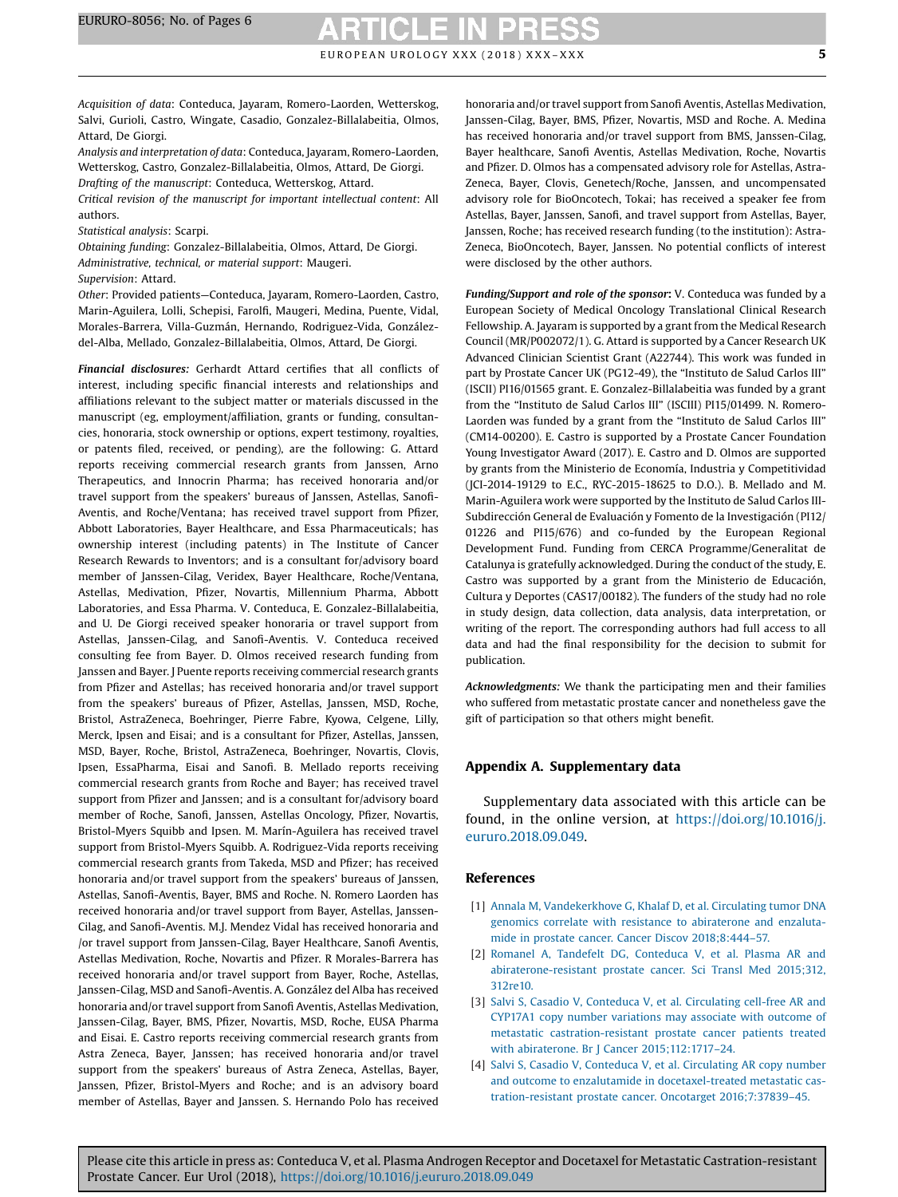*Acquisition of data*: Conteduca, Jayaram, Romero-Laorden, Wetterskog, Salvi, Gurioli, Castro, Wingate, Casadio, Gonzalez-Billalabeitia, Olmos, Attard, De Giorgi.

*Analysis and interpretation of data*: Conteduca, Jayaram, Romero-Laorden, Wetterskog, Castro, Gonzalez-Billalabeitia, Olmos, Attard, De Giorgi.

*Drafting of the manuscript*: Conteduca, Wetterskog, Attard.

*Critical revision of the manuscript for important intellectual content*: All authors.

*Statistical analysis*: Scarpi.

*Obtaining funding*: Gonzalez-Billalabeitia, Olmos, Attard, De Giorgi.

*Administrative, technical, or material support*: Maugeri.

*Supervision*: Attard.

*Other*: Provided patients—Conteduca, Jayaram, Romero-Laorden, Castro, Marin-Aguilera, Lolli, Schepisi, Farolfi, Maugeri, Medina, Puente, Vidal, Morales-Barrera, Villa-Guzmán, Hernando, Rodriguez-Vida, González-del-Alba, Mellado, Gonzalez-Billalabeitia, Olmos, Attard, De Giorgi.

***Financial disclosures:*** Gerhardt Attard certifies that all conflicts of interest, including specific financial interests and relationships and affiliations relevant to the subject matter or materials discussed in the manuscript (eg, employment/affiliation, grants or funding, consultancies, honoraria, stock ownership or options, expert testimony, royalties, or patents filed, received, or pending), are the following: G. Attard reports receiving commercial research grants from Janssen, Arno Therapeutics, and Innocrin Pharma; has received honoraria and/or travel support from the speakers' bureaus of Janssen, Astellas, Sanofi-Aventis, and Roche/Ventana; has received travel support from Pfizer, Abbott Laboratories, Bayer Healthcare, and Essa Pharmaceuticals; has ownership interest (including patents) in The Institute of Cancer Research Rewards to Inventors; and is a consultant for/advisory board member of Janssen-Cilag, Veridex, Bayer Healthcare, Roche/Ventana, Astellas, Medivation, Pfizer, Novartis, Millennium Pharma, Abbott Laboratories, and Essa Pharma. V. Conteduca, E. Gonzalez-Billalabeitia, and U. De Giorgi received speaker honoraria or travel support from Astellas, Janssen-Cilag, and Sanofi-Aventis. V. Conteduca received consulting fee from Bayer. D. Olmos received research funding from Janssen and Bayer. J Puente reports receiving commercial research grants from Pfizer and Astellas; has received honoraria and/or travel support from the speakers' bureaus of Pfizer, Astellas, Janssen, MSD, Roche, Bristol, AstraZeneca, Boehringer, Pierre Fabre, Kyowa, Celgene, Lilly, Merck, Ipsen and Eisai; and is a consultant for Pfizer, Astellas, Janssen, MSD, Bayer, Roche, Bristol, AstraZeneca, Boehringer, Novartis, Clovis, Ipsen, EssaPharma, Eisai and Sanofi. B. Mellado reports receiving commercial research grants from Roche and Bayer; has received travel support from Pfizer and Janssen; and is a consultant for/advisory board member of Roche, Sanofi, Janssen, Astellas Oncology, Pfizer, Novartis, Bristol-Myers Squibb and Ipsen. M. Marín-Aguilera has received travel support from Bristol-Myers Squibb. A. Rodriguez-Vida reports receiving commercial research grants from Takeda, MSD and Pfizer; has received honoraria and/or travel support from the speakers' bureaus of Janssen, Astellas, Sanofi-Aventis, Bayer, BMS and Roche. N. Romero Laorden has received honoraria and/or travel support from Bayer, Astellas, Janssen-Cilag, and Sanofi-Aventis. M.J. Mendez Vidal has received honoraria and /or travel support from Janssen-Cilag, Bayer Healthcare, Sanofi Aventis, Astellas Medivation, Roche, Novartis and Pfizer. R Morales-Barrera has received honoraria and/or travel support from Bayer, Roche, Astellas, Janssen-Cilag, MSD and Sanofi-Aventis. A. González del Alba has received honoraria and/or travel support from Sanofi Aventis, Astellas Medivation, Janssen-Cilag, Bayer, BMS, Pfizer, Novartis, MSD, Roche, EUSA Pharma and Eisai. E. Castro reports receiving commercial research grants from Astra Zeneca, Bayer, Janssen; has received honoraria and/or travel support from the speakers' bureaus of Astra Zeneca, Astellas, Bayer, Janssen, Pfizer, Bristol-Myers and Roche; and is an advisory board member of Astellas, Bayer and Janssen. S. Hernando Polo has received honoraria and/or travel support from Sanofi Aventis, Astellas Medivation, Janssen-Cilag, Bayer, BMS, Pfizer, Novartis, MSD and Roche. A. Medina has received honoraria and/or travel support from BMS, Janssen-Cilag, Bayer healthcare, Sanofi Aventis, Astellas Medivation, Roche, Novartis and Pfizer. D. Olmos has a compensated advisory role for Astellas, Astra-Zeneca, Bayer, Clovis, Genetech/Roche, Janssen, and uncompensated advisory role for BioOncotech, Tokai; has received a speaker fee from Astellas, Bayer, Janssen, Sanofi, and travel support from Astellas, Bayer, Janssen, Roche; has received research funding (to the institution): Astra-Zeneca, BioOncotech, Bayer, Janssen. No potential conflicts of interest were disclosed by the other authors.

***Funding/Support and role of the sponsor*:** V. Conteduca was funded by a European Society of Medical Oncology Translational Clinical Research Fellowship. A. Jayaram is supported by a grant from the Medical Research Council (MR/P002072/1). G. Attard is supported by a Cancer Research UK Advanced Clinician Scientist Grant (A22744). This work was funded in part by Prostate Cancer UK (PG12-49), the "Instituto de Salud Carlos III" (ISCII) PI16/01565 grant. E. Gonzalez-Billalabeitia was funded by a grant from the "Instituto de Salud Carlos III" (ISCIII) PI15/01499. N. Romero-Laorden was funded by a grant from the "Instituto de Salud Carlos III" (CM14-00200). E. Castro is supported by a Prostate Cancer Foundation Young Investigator Award (2017). E. Castro and D. Olmos are supported by grants from the Ministerio de Economía, Industria y Competitividad (JCI-2014-19129 to E.C., RYC-2015-18625 to D.O.). B. Mellado and M. Marin-Aguilera work were supported by the Instituto de Salud Carlos III-Subdirección General de Evaluación y Fomento de la Investigación (PI12/01226 and PI15/676) and co-funded by the European Regional Development Fund. Funding from CERCA Programme/Generalitat de Catalunya is gratefully acknowledged. During the conduct of the study, E. Castro was supported by a grant from the Ministerio de Educación, Cultura y Deportes (CAS17/00182). The funders of the study had no role in study design, data collection, data analysis, data interpretation, or writing of the report. The corresponding authors had full access to all data and had the final responsibility for the decision to submit for publication.

***Acknowledgments:*** We thank the participating men and their families who suffered from metastatic prostate cancer and nonetheless gave the gift of participation so that others might benefit.

## Appendix A. Supplementary data

Supplementary data associated with this article can be found, in the online version, at https://doi.org/10.1016/j.eururo.2018.09.049.

## References

[1] Annala M, Vandekerkhove G, Khalaf D, et al. Circulating tumor DNA genomics correlate with resistance to abiraterone and enzalutamide in prostate cancer. Cancer Discov 2018;8:444–57.

[2] Romanel A, Tandefelt DG, Conteduca V, et al. Plasma AR and abiraterone-resistant prostate cancer. Sci Transl Med 2015;312, 312re10.

[3] Salvi S, Casadio V, Conteduca V, et al. Circulating cell-free AR and CYP17A1 copy number variations may associate with outcome of metastatic castration-resistant prostate cancer patients treated with abiraterone. Br J Cancer 2015;112:1717–24.

[4] Salvi S, Casadio V, Conteduca V, et al. Circulating AR copy number and outcome to enzalutamide in docetaxel-treated metastatic castration-resistant prostate cancer. Oncotarget 2016;7:37839–45.

Please cite this article in press as: Conteduca V, et al. Plasma Androgen Receptor and Docetaxel for Metastatic Castration-resistant Prostate Cancer. Eur Urol (2018), https://doi.org/10.1016/j.eururo.2018.09.049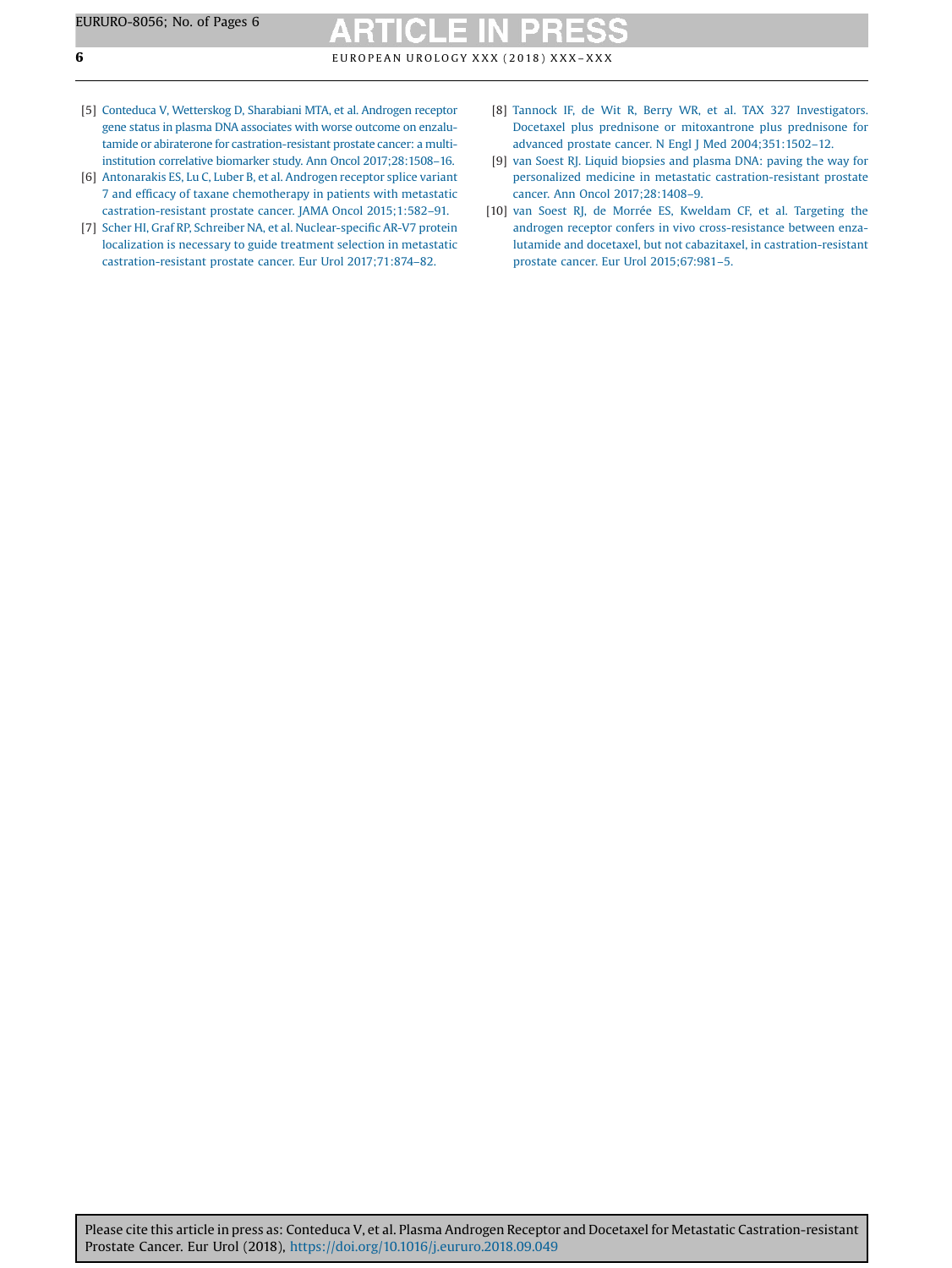[5] Conteduca V, Wetterskog D, Sharabiani MTA, et al. Androgen receptor gene status in plasma DNA associates with worse outcome on enzalutamide or abiraterone for castration-resistant prostate cancer: a multi-institution correlative biomarker study. Ann Oncol 2017;28:1508–16.

[6] Antonarakis ES, Lu C, Luber B, et al. Androgen receptor splice variant 7 and efficacy of taxane chemotherapy in patients with metastatic castration-resistant prostate cancer. JAMA Oncol 2015;1:582–91.

[7] Scher HI, Graf RP, Schreiber NA, et al. Nuclear-specific AR-V7 protein localization is necessary to guide treatment selection in metastatic castration-resistant prostate cancer. Eur Urol 2017;71:874–82.

[8] Tannock IF, de Wit R, Berry WR, et al. TAX 327 Investigators. Docetaxel plus prednisone or mitoxantrone plus prednisone for advanced prostate cancer. N Engl J Med 2004;351:1502–12.

[9] van Soest RJ. Liquid biopsies and plasma DNA: paving the way for personalized medicine in metastatic castration-resistant prostate cancer. Ann Oncol 2017;28:1408–9.

[10] van Soest RJ, de Morrée ES, Kweldam CF, et al. Targeting the androgen receptor confers in vivo cross-resistance between enzalutamide and docetaxel, but not cabazitaxel, in castration-resistant prostate cancer. Eur Urol 2015;67:981–5.

Please cite this article in press as: Conteduca V, et al. Plasma Androgen Receptor and Docetaxel for Metastatic Castration-resistant Prostate Cancer. Eur Urol (2018), https://doi.org/10.1016/j.eururo.2018.09.049